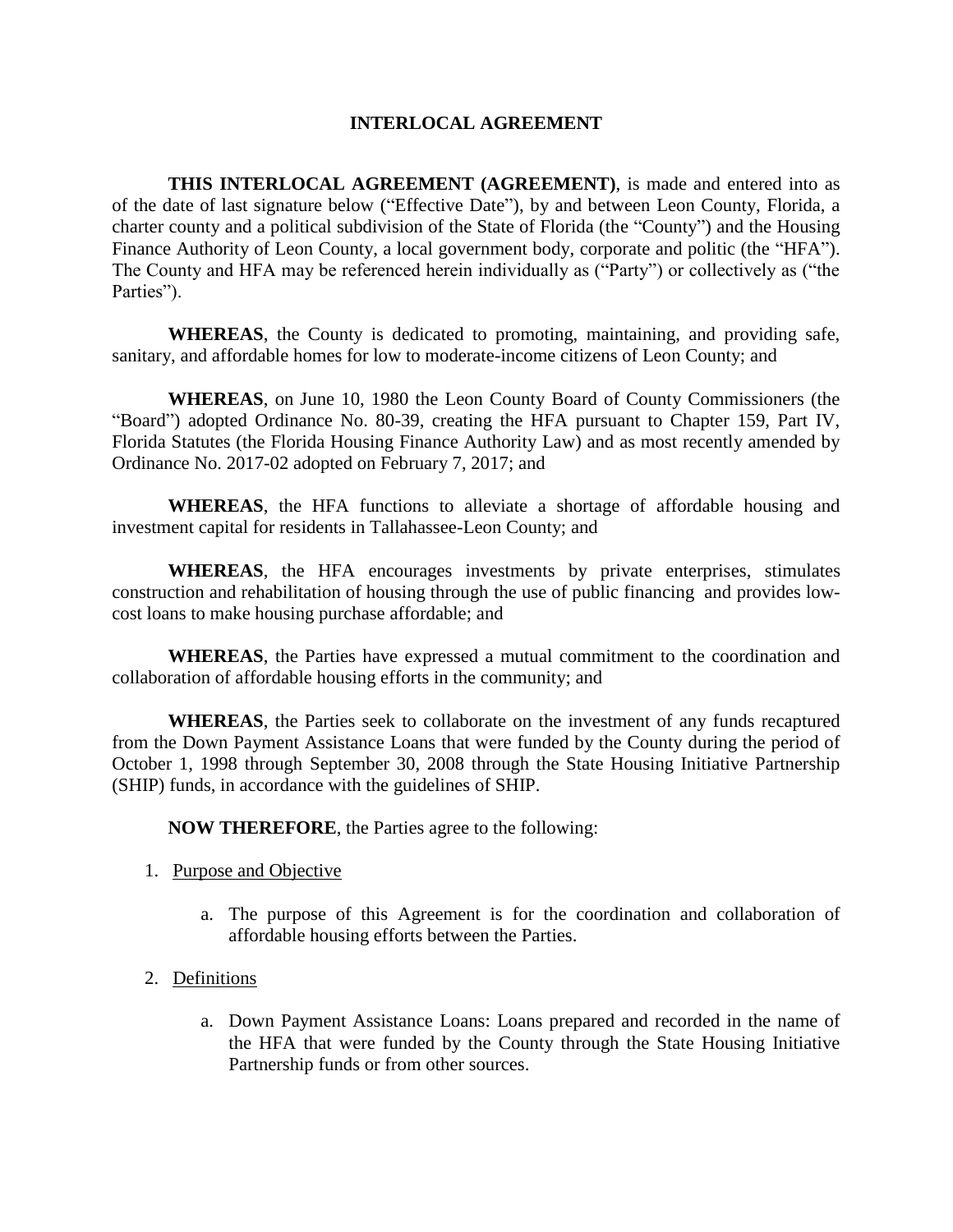# INTERLOCAL AGREEMENT

**THIS INTERLOCAL AGREEMENT (AGREEMENT)**, is made and entered into as of the date of last signature below ("Effective Date"), by and between Leon County, Florida, a charter county and a political subdivision of the State of Florida (the "County") and the Housing Finance Authority of Leon County, a local government body, corporate and politic (the "HFA"). The County and HFA may be referenced herein individually as ("Party") or collectively as ("the Parties").

**WHEREAS**, the County is dedicated to promoting, maintaining, and providing safe, sanitary, and affordable homes for low to moderate-income citizens of Leon County; and

**WHEREAS**, on June 10, 1980 the Leon County Board of County Commissioners (the "Board") adopted Ordinance No. 80-39, creating the HFA pursuant to Chapter 159, Part IV, Florida Statutes (the Florida Housing Finance Authority Law) and as most recently amended by Ordinance No. 2017-02 adopted on February 7, 2017; and

**WHEREAS**, the HFA functions to alleviate a shortage of affordable housing and investment capital for residents in Tallahassee-Leon County; and

**WHEREAS**, the HFA encourages investments by private enterprises, stimulates construction and rehabilitation of housing through the use of public financing and provides low-cost loans to make housing purchase affordable; and

**WHEREAS**, the Parties have expressed a mutual commitment to the coordination and collaboration of affordable housing efforts in the community; and

**WHEREAS**, the Parties seek to collaborate on the investment of any funds recaptured from the Down Payment Assistance Loans that were funded by the County during the period of October 1, 1998 through September 30, 2008 through the State Housing Initiative Partnership (SHIP) funds, in accordance with the guidelines of SHIP.

**NOW THEREFORE**, the Parties agree to the following:

1. <u>Purpose and Objective</u>

    a. The purpose of this Agreement is for the coordination and collaboration of affordable housing efforts between the Parties.

2. <u>Definitions</u>

    a. Down Payment Assistance Loans: Loans prepared and recorded in the name of the HFA that were funded by the County through the State Housing Initiative Partnership funds or from other sources.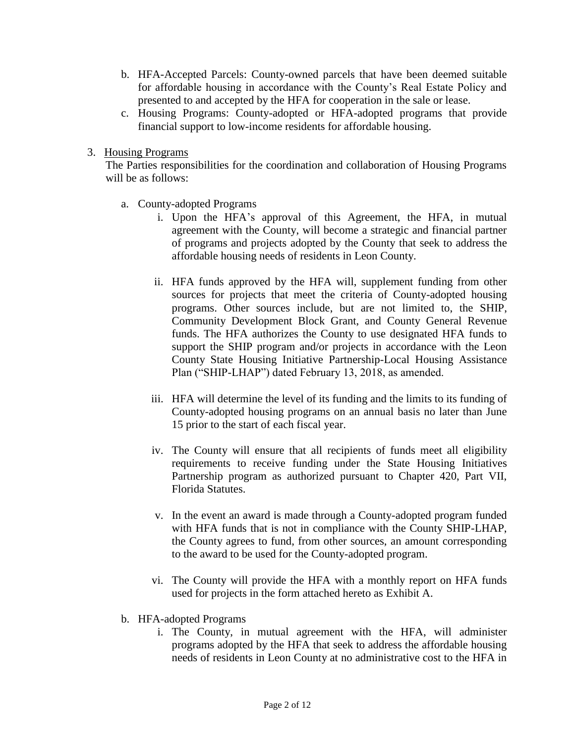b. HFA-Accepted Parcels: County-owned parcels that have been deemed suitable for affordable housing in accordance with the County's Real Estate Policy and presented to and accepted by the HFA for cooperation in the sale or lease.

c. Housing Programs: County-adopted or HFA-adopted programs that provide financial support to low-income residents for affordable housing.

3. Housing Programs

The Parties responsibilities for the coordination and collaboration of Housing Programs will be as follows:

a. County-adopted Programs

   i. Upon the HFA's approval of this Agreement, the HFA, in mutual agreement with the County, will become a strategic and financial partner of programs and projects adopted by the County that seek to address the affordable housing needs of residents in Leon County.

   ii. HFA funds approved by the HFA will, supplement funding from other sources for projects that meet the criteria of County-adopted housing programs. Other sources include, but are not limited to, the SHIP, Community Development Block Grant, and County General Revenue funds. The HFA authorizes the County to use designated HFA funds to support the SHIP program and/or projects in accordance with the Leon County State Housing Initiative Partnership-Local Housing Assistance Plan ("SHIP-LHAP") dated February 13, 2018, as amended.

   iii. HFA will determine the level of its funding and the limits to its funding of County-adopted housing programs on an annual basis no later than June 15 prior to the start of each fiscal year.

   iv. The County will ensure that all recipients of funds meet all eligibility requirements to receive funding under the State Housing Initiatives Partnership program as authorized pursuant to Chapter 420, Part VII, Florida Statutes.

   v. In the event an award is made through a County-adopted program funded with HFA funds that is not in compliance with the County SHIP-LHAP, the County agrees to fund, from other sources, an amount corresponding to the award to be used for the County-adopted program.

   vi. The County will provide the HFA with a monthly report on HFA funds used for projects in the form attached hereto as Exhibit A.

b. HFA-adopted Programs

   i. The County, in mutual agreement with the HFA, will administer programs adopted by the HFA that seek to address the affordable housing needs of residents in Leon County at no administrative cost to the HFA in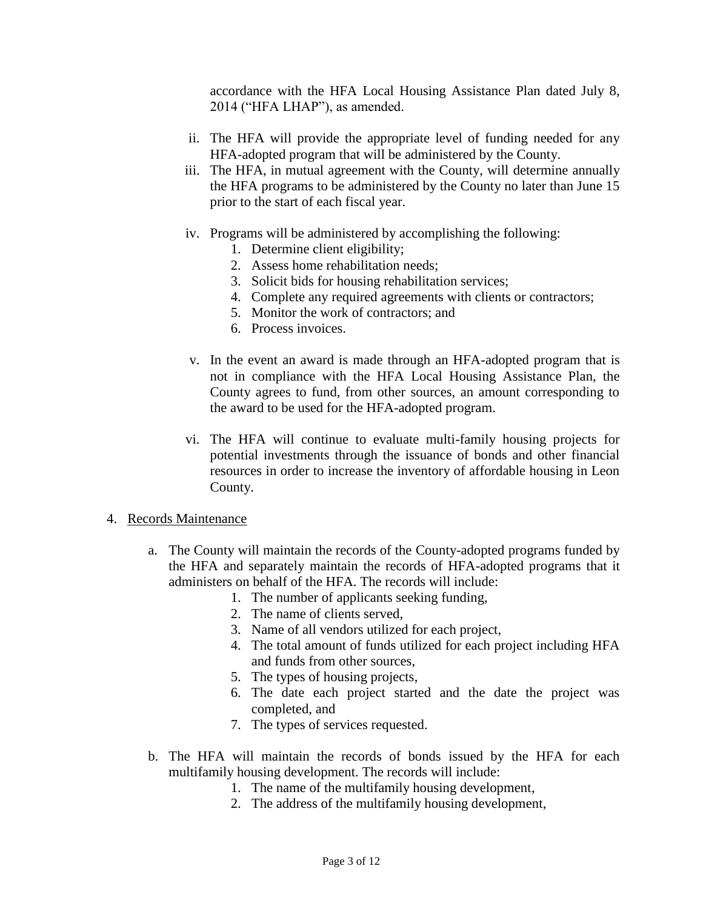accordance with the HFA Local Housing Assistance Plan dated July 8, 2014 ("HFA LHAP"), as amended.

ii. The HFA will provide the appropriate level of funding needed for any HFA-adopted program that will be administered by the County.

iii. The HFA, in mutual agreement with the County, will determine annually the HFA programs to be administered by the County no later than June 15 prior to the start of each fiscal year.

iv. Programs will be administered by accomplishing the following:
   1. Determine client eligibility;
   2. Assess home rehabilitation needs;
   3. Solicit bids for housing rehabilitation services;
   4. Complete any required agreements with clients or contractors;
   5. Monitor the work of contractors; and
   6. Process invoices.

v. In the event an award is made through an HFA-adopted program that is not in compliance with the HFA Local Housing Assistance Plan, the County agrees to fund, from other sources, an amount corresponding to the award to be used for the HFA-adopted program.

vi. The HFA will continue to evaluate multi-family housing projects for potential investments through the issuance of bonds and other financial resources in order to increase the inventory of affordable housing in Leon County.

4. <u>Records Maintenance</u>

   a. The County will maintain the records of the County-adopted programs funded by the HFA and separately maintain the records of HFA-adopted programs that it administers on behalf of the HFA. The records will include:
      1. The number of applicants seeking funding,
      2. The name of clients served,
      3. Name of all vendors utilized for each project,
      4. The total amount of funds utilized for each project including HFA and funds from other sources,
      5. The types of housing projects,
      6. The date each project started and the date the project was completed, and
      7. The types of services requested.

   b. The HFA will maintain the records of bonds issued by the HFA for each multifamily housing development. The records will include:
      1. The name of the multifamily housing development,
      2. The address of the multifamily housing development,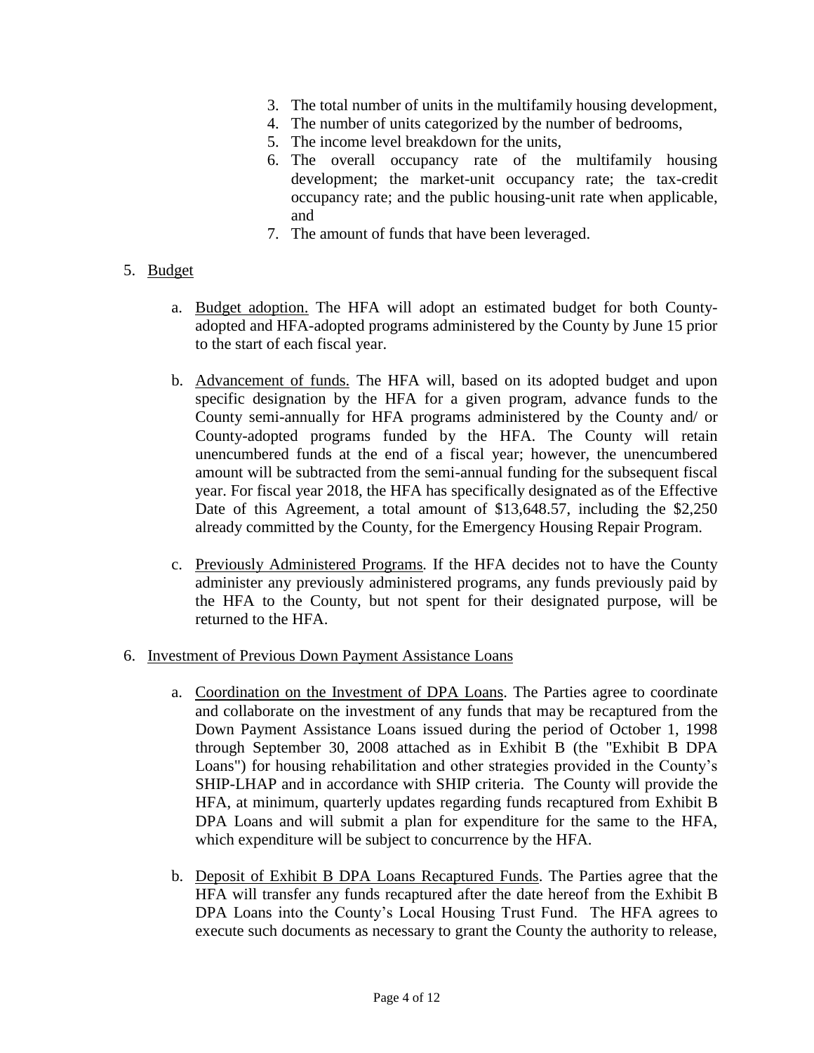3. The total number of units in the multifamily housing development,
4. The number of units categorized by the number of bedrooms,
5. The income level breakdown for the units,
6. The overall occupancy rate of the multifamily housing development; the market-unit occupancy rate; the tax-credit occupancy rate; and the public housing-unit rate when applicable, and
7. The amount of funds that have been leveraged.

5. Budget

   a. Budget adoption. The HFA will adopt an estimated budget for both County-adopted and HFA-adopted programs administered by the County by June 15 prior to the start of each fiscal year.

   b. Advancement of funds. The HFA will, based on its adopted budget and upon specific designation by the HFA for a given program, advance funds to the County semi-annually for HFA programs administered by the County and/ or County-adopted programs funded by the HFA. The County will retain unencumbered funds at the end of a fiscal year; however, the unencumbered amount will be subtracted from the semi-annual funding for the subsequent fiscal year. For fiscal year 2018, the HFA has specifically designated as of the Effective Date of this Agreement, a total amount of $13,648.57, including the $2,250 already committed by the County, for the Emergency Housing Repair Program.

   c. Previously Administered Programs. If the HFA decides not to have the County administer any previously administered programs, any funds previously paid by the HFA to the County, but not spent for their designated purpose, will be returned to the HFA.

6. Investment of Previous Down Payment Assistance Loans

   a. Coordination on the Investment of DPA Loans. The Parties agree to coordinate and collaborate on the investment of any funds that may be recaptured from the Down Payment Assistance Loans issued during the period of October 1, 1998 through September 30, 2008 attached as in Exhibit B (the "Exhibit B DPA Loans") for housing rehabilitation and other strategies provided in the County's SHIP-LHAP and in accordance with SHIP criteria. The County will provide the HFA, at minimum, quarterly updates regarding funds recaptured from Exhibit B DPA Loans and will submit a plan for expenditure for the same to the HFA, which expenditure will be subject to concurrence by the HFA.

   b. Deposit of Exhibit B DPA Loans Recaptured Funds. The Parties agree that the HFA will transfer any funds recaptured after the date hereof from the Exhibit B DPA Loans into the County's Local Housing Trust Fund. The HFA agrees to execute such documents as necessary to grant the County the authority to release,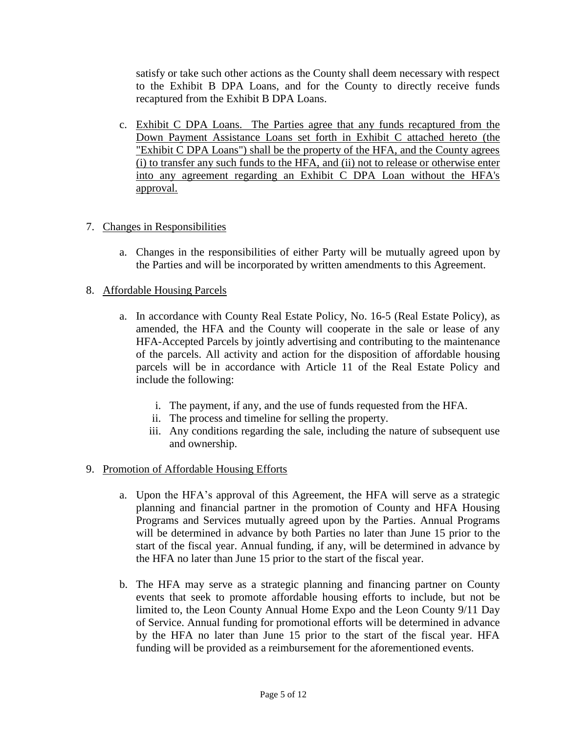satisfy or take such other actions as the County shall deem necessary with respect to the Exhibit B DPA Loans, and for the County to directly receive funds recaptured from the Exhibit B DPA Loans.

c. Exhibit C DPA Loans. The Parties agree that any funds recaptured from the Down Payment Assistance Loans set forth in Exhibit C attached hereto (the "Exhibit C DPA Loans") shall be the property of the HFA, and the County agrees (i) to transfer any such funds to the HFA, and (ii) not to release or otherwise enter into any agreement regarding an Exhibit C DPA Loan without the HFA's approval.

7. Changes in Responsibilities

   a. Changes in the responsibilities of either Party will be mutually agreed upon by the Parties and will be incorporated by written amendments to this Agreement.

8. Affordable Housing Parcels

   a. In accordance with County Real Estate Policy, No. 16-5 (Real Estate Policy), as amended, the HFA and the County will cooperate in the sale or lease of any HFA-Accepted Parcels by jointly advertising and contributing to the maintenance of the parcels. All activity and action for the disposition of affordable housing parcels will be in accordance with Article 11 of the Real Estate Policy and include the following:

      i. The payment, if any, and the use of funds requested from the HFA.
      ii. The process and timeline for selling the property.
      iii. Any conditions regarding the sale, including the nature of subsequent use and ownership.

9. Promotion of Affordable Housing Efforts

   a. Upon the HFA's approval of this Agreement, the HFA will serve as a strategic planning and financial partner in the promotion of County and HFA Housing Programs and Services mutually agreed upon by the Parties. Annual Programs will be determined in advance by both Parties no later than June 15 prior to the start of the fiscal year. Annual funding, if any, will be determined in advance by the HFA no later than June 15 prior to the start of the fiscal year.

   b. The HFA may serve as a strategic planning and financing partner on County events that seek to promote affordable housing efforts to include, but not be limited to, the Leon County Annual Home Expo and the Leon County 9/11 Day of Service. Annual funding for promotional efforts will be determined in advance by the HFA no later than June 15 prior to the start of the fiscal year. HFA funding will be provided as a reimbursement for the aforementioned events.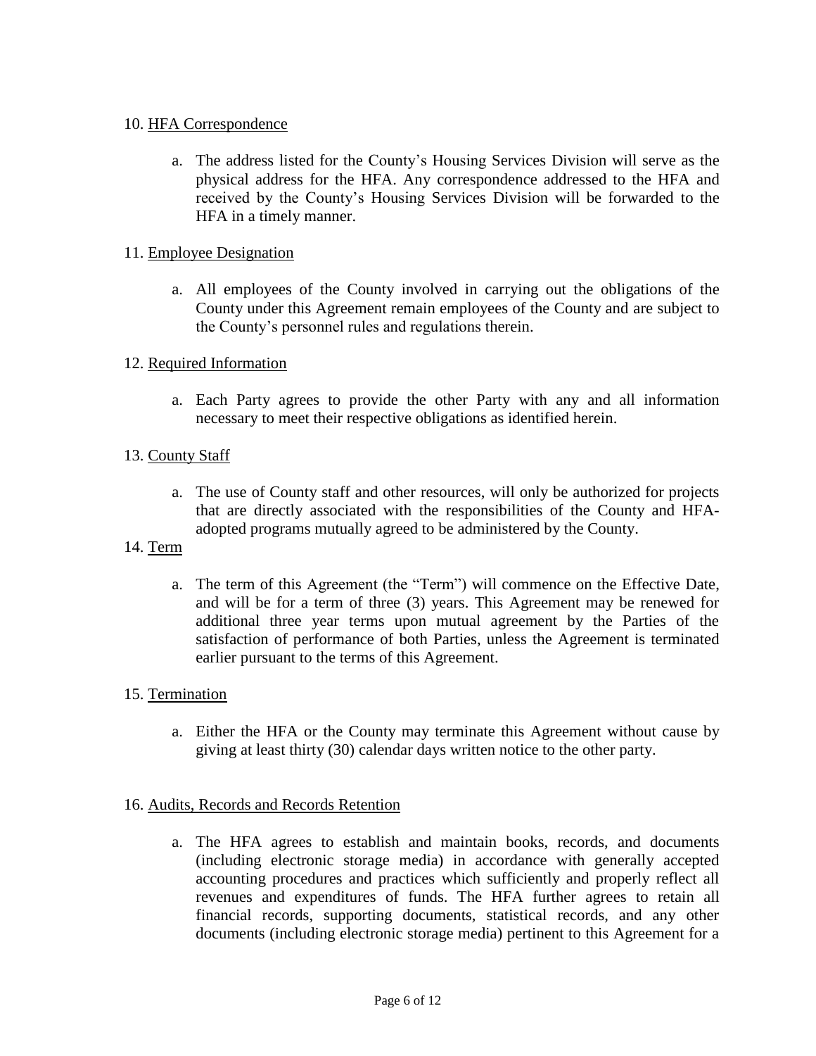10. HFA Correspondence

    a. The address listed for the County's Housing Services Division will serve as the physical address for the HFA. Any correspondence addressed to the HFA and received by the County's Housing Services Division will be forwarded to the HFA in a timely manner.

11. Employee Designation

    a. All employees of the County involved in carrying out the obligations of the County under this Agreement remain employees of the County and are subject to the County's personnel rules and regulations therein.

12. Required Information

    a. Each Party agrees to provide the other Party with any and all information necessary to meet their respective obligations as identified herein.

13. County Staff

    a. The use of County staff and other resources, will only be authorized for projects that are directly associated with the responsibilities of the County and HFA-adopted programs mutually agreed to be administered by the County.

14. Term

    a. The term of this Agreement (the "Term") will commence on the Effective Date, and will be for a term of three (3) years. This Agreement may be renewed for additional three year terms upon mutual agreement by the Parties of the satisfaction of performance of both Parties, unless the Agreement is terminated earlier pursuant to the terms of this Agreement.

15. Termination

    a. Either the HFA or the County may terminate this Agreement without cause by giving at least thirty (30) calendar days written notice to the other party.

16. Audits, Records and Records Retention

    a. The HFA agrees to establish and maintain books, records, and documents (including electronic storage media) in accordance with generally accepted accounting procedures and practices which sufficiently and properly reflect all revenues and expenditures of funds. The HFA further agrees to retain all financial records, supporting documents, statistical records, and any other documents (including electronic storage media) pertinent to this Agreement for a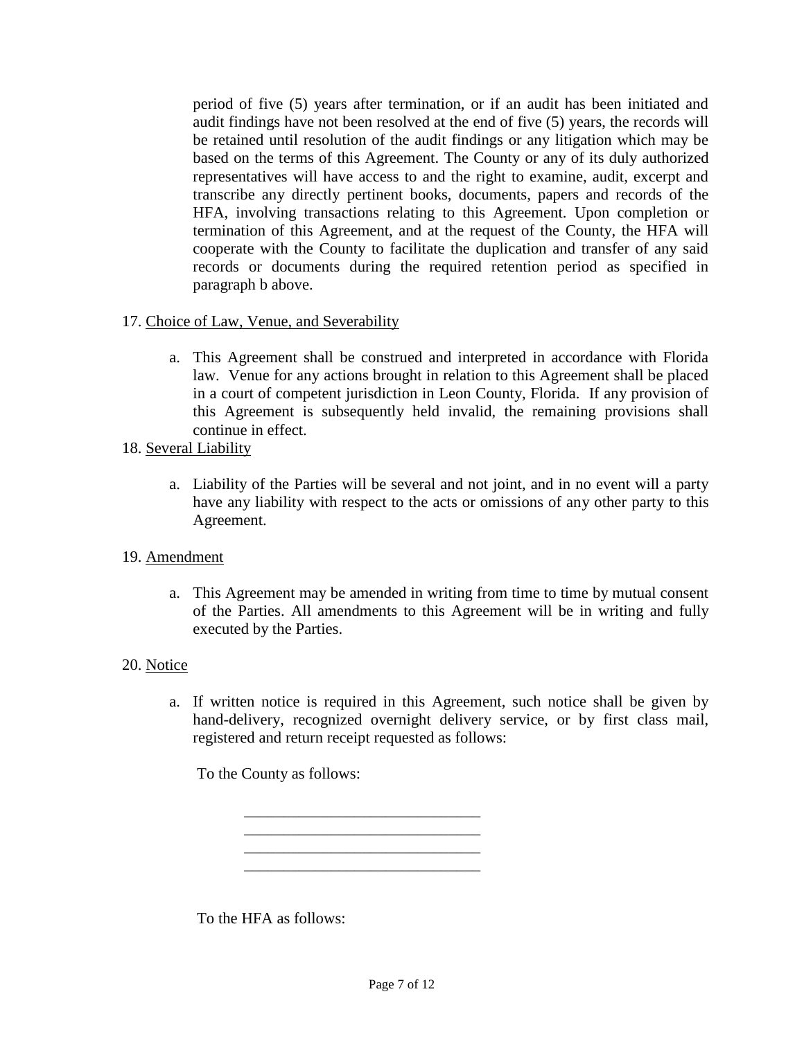period of five (5) years after termination, or if an audit has been initiated and audit findings have not been resolved at the end of five (5) years, the records will be retained until resolution of the audit findings or any litigation which may be based on the terms of this Agreement. The County or any of its duly authorized representatives will have access to and the right to examine, audit, excerpt and transcribe any directly pertinent books, documents, papers and records of the HFA, involving transactions relating to this Agreement. Upon completion or termination of this Agreement, and at the request of the County, the HFA will cooperate with the County to facilitate the duplication and transfer of any said records or documents during the required retention period as specified in paragraph b above.

17. <u>Choice of Law, Venue, and Severability</u>

    a. This Agreement shall be construed and interpreted in accordance with Florida law. Venue for any actions brought in relation to this Agreement shall be placed in a court of competent jurisdiction in Leon County, Florida. If any provision of this Agreement is subsequently held invalid, the remaining provisions shall continue in effect.

18. <u>Several Liability</u>

    a. Liability of the Parties will be several and not joint, and in no event will a party have any liability with respect to the acts or omissions of any other party to this Agreement.

19. <u>Amendment</u>

    a. This Agreement may be amended in writing from time to time by mutual consent of the Parties. All amendments to this Agreement will be in writing and fully executed by the Parties.

20. <u>Notice</u>

    a. If written notice is required in this Agreement, such notice shall be given by hand-delivery, recognized overnight delivery service, or by first class mail, registered and return receipt requested as follows:

       To the County as follows:

       ______________________________
       ______________________________
       ______________________________
       ______________________________

       To the HFA as follows: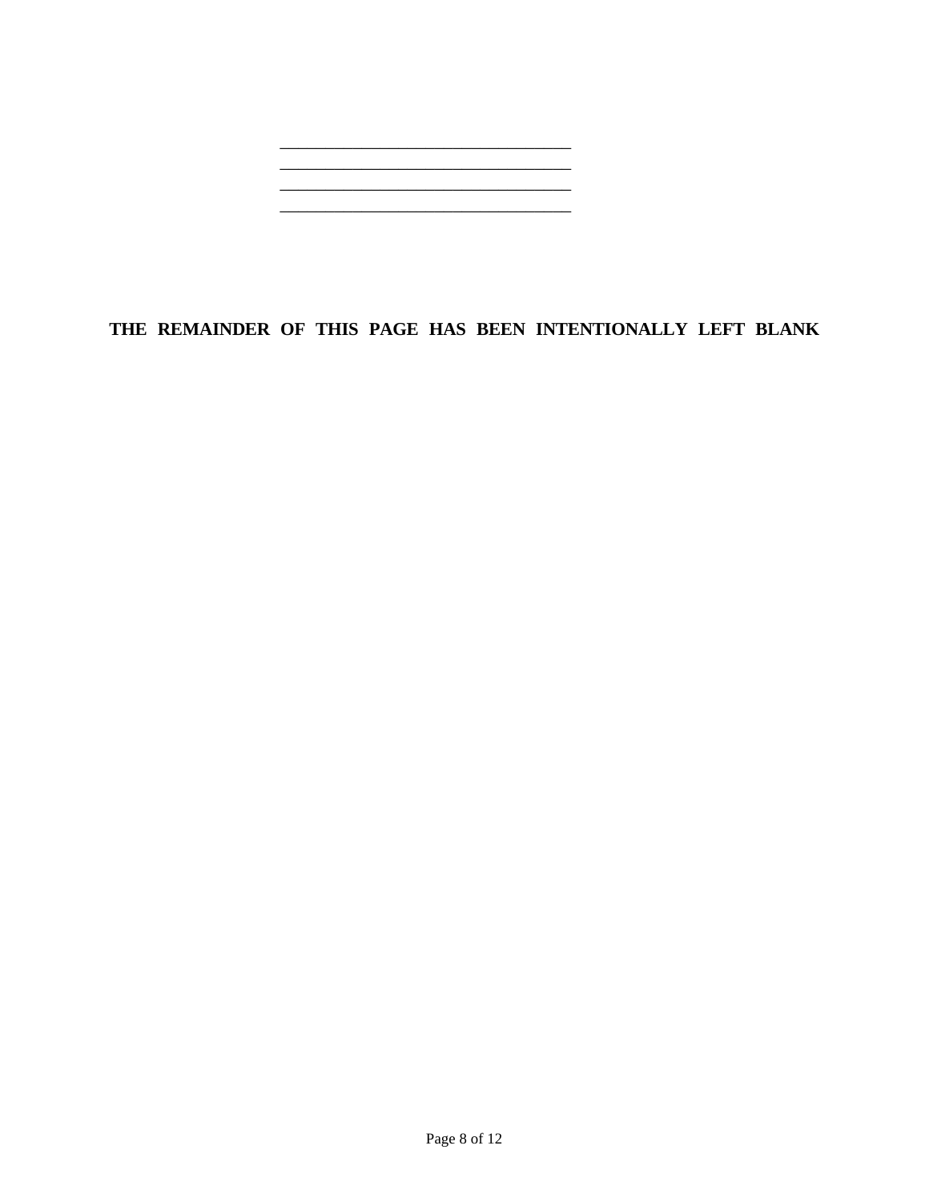\_\_\_\_\_\_\_\_\_\_\_\_\_\_\_\_\_\_\_\_\_\_\_\_\_\_\_\_\_\_\_\_\_\_\_
\_\_\_\_\_\_\_\_\_\_\_\_\_\_\_\_\_\_\_\_\_\_\_\_\_\_\_\_\_\_\_\_\_\_\_
\_\_\_\_\_\_\_\_\_\_\_\_\_\_\_\_\_\_\_\_\_\_\_\_\_\_\_\_\_\_\_\_\_\_\_
\_\_\_\_\_\_\_\_\_\_\_\_\_\_\_\_\_\_\_\_\_\_\_\_\_\_\_\_\_\_\_\_\_\_\_

**THE REMAINDER OF THIS PAGE HAS BEEN INTENTIONALLY LEFT BLANK**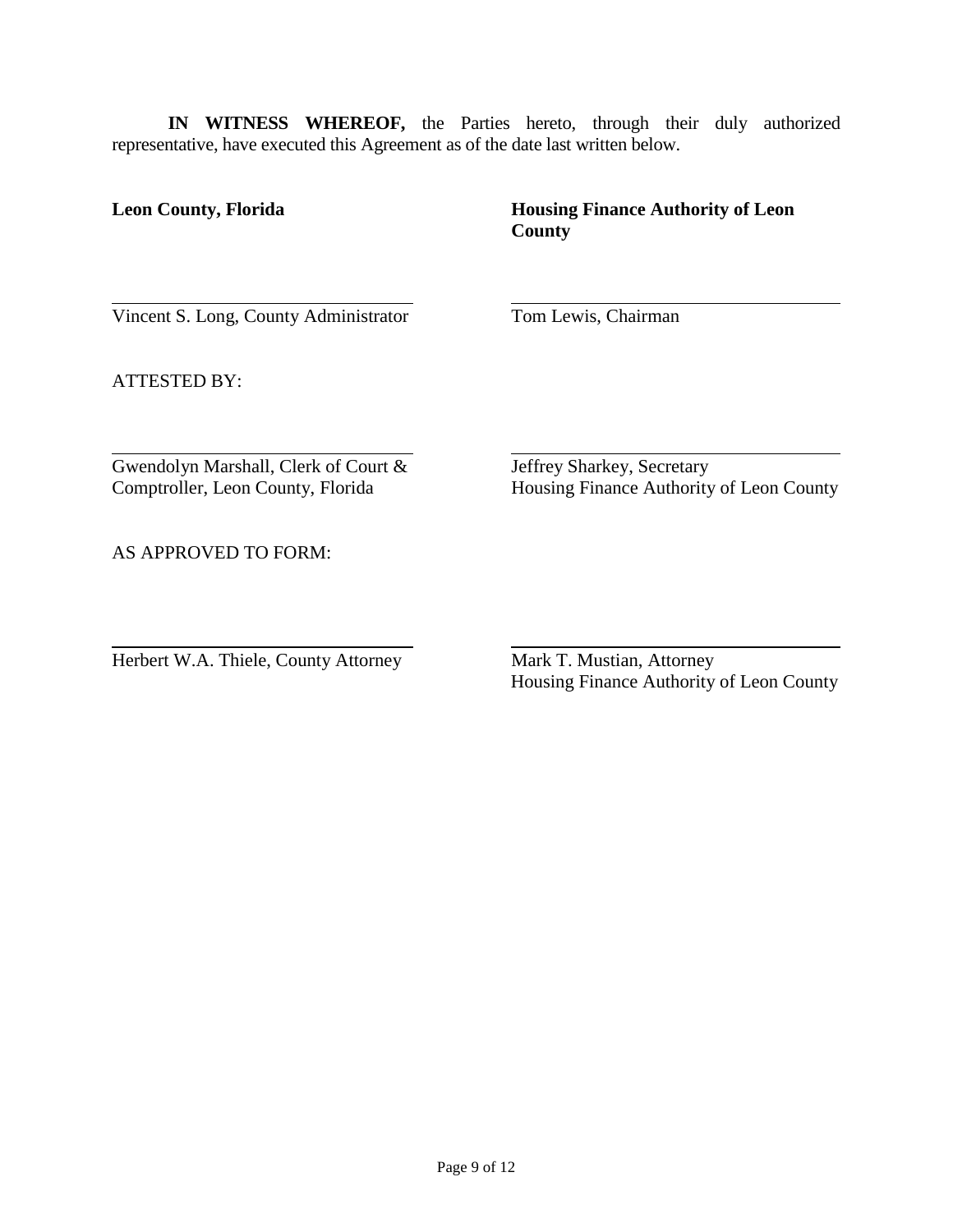**IN WITNESS WHEREOF,** the Parties hereto, through their duly authorized representative, have executed this Agreement as of the date last written below.

**Leon County, Florida**

\_\_\_\_\_\_\_\_\_\_\_\_\_\_\_\_\_\_\_\_\_\_\_\_\_\_\_\_\_\_\_\_
Vincent S. Long, County Administrator

ATTESTED BY:

\_\_\_\_\_\_\_\_\_\_\_\_\_\_\_\_\_\_\_\_\_\_\_\_\_\_\_\_\_\_\_\_
Gwendolyn Marshall, Clerk of Court &
Comptroller, Leon County, Florida

AS APPROVED TO FORM:

\_\_\_\_\_\_\_\_\_\_\_\_\_\_\_\_\_\_\_\_\_\_\_\_\_\_\_\_\_\_\_\_
Herbert W.A. Thiele, County Attorney

**Housing Finance Authority of Leon County**

\_\_\_\_\_\_\_\_\_\_\_\_\_\_\_\_\_\_\_\_\_\_\_\_\_\_\_\_\_\_\_\_
Tom Lewis, Chairman

\_\_\_\_\_\_\_\_\_\_\_\_\_\_\_\_\_\_\_\_\_\_\_\_\_\_\_\_\_\_\_\_
Jeffrey Sharkey, Secretary
Housing Finance Authority of Leon County

\_\_\_\_\_\_\_\_\_\_\_\_\_\_\_\_\_\_\_\_\_\_\_\_\_\_\_\_\_\_\_\_
Mark T. Mustian, Attorney
Housing Finance Authority of Leon County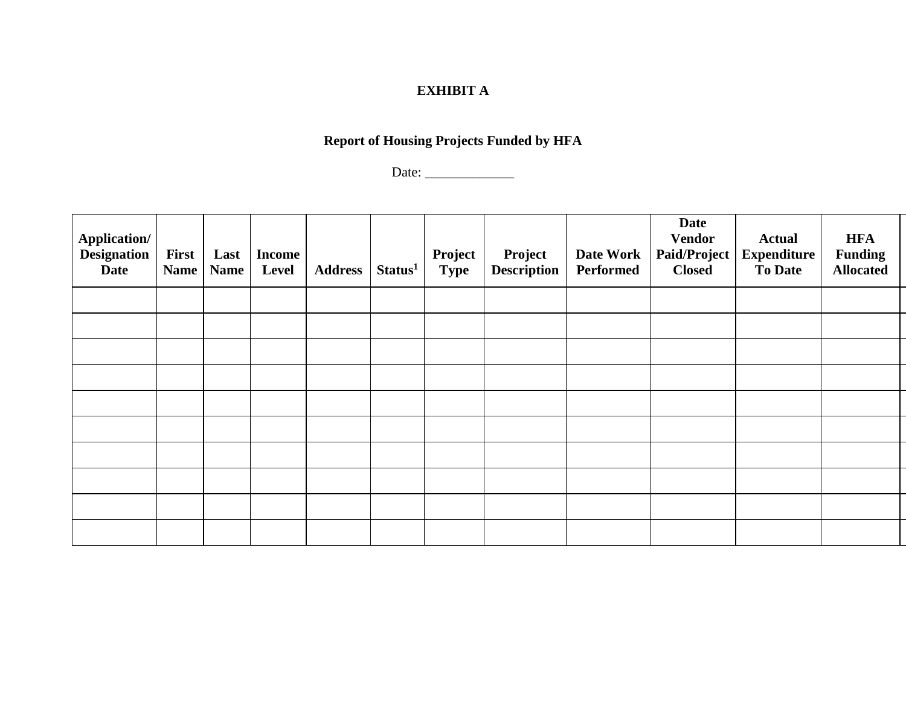# EXHIBIT A

## Report of Housing Projects Funded by HFA

Date: _____________

| Application/ Designation Date | First Name | Last Name | Income Level | Address | Status[1] | Project Type | Project Description | Date Work Performed | Date Vendor Paid/Project Closed | Actual Expenditure To Date | HFA Funding Allocated |
|---|---|---|---|---|---|---|---|---|---|---|---|
| | | | | | | | | | | | |
| | | | | | | | | | | | |
| | | | | | | | | | | | |
| | | | | | | | | | | | |
| | | | | | | | | | | | |
| | | | | | | | | | | | |
| | | | | | | | | | | | |
| | | | | | | | | | | | |
| | | | | | | | | | | | |
| | | | | | | | | | | | |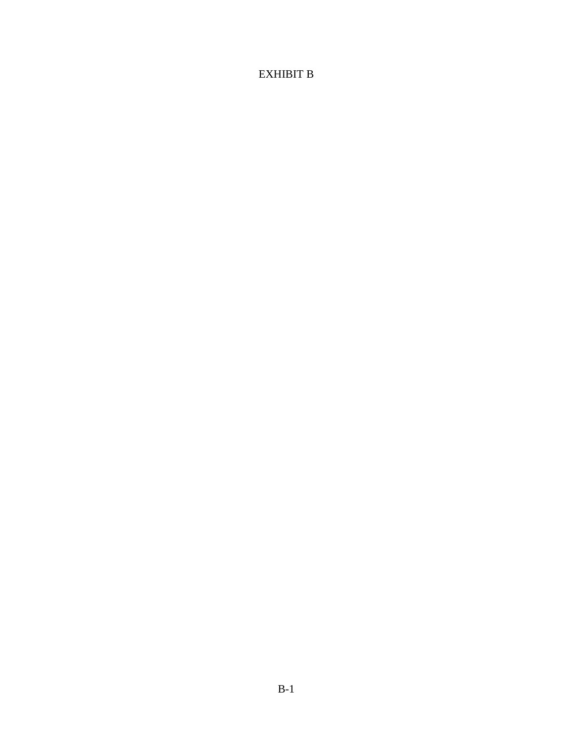# EXHIBIT B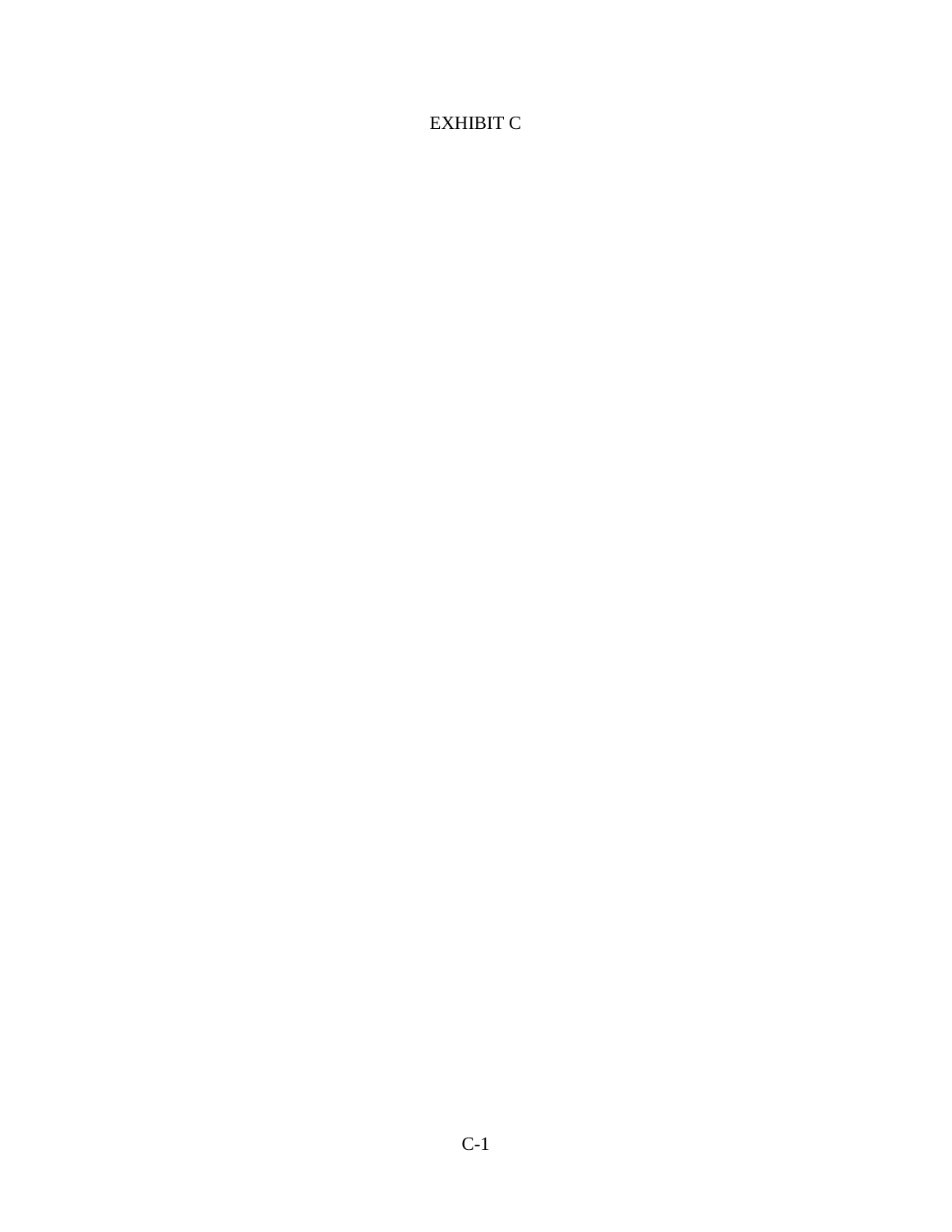EXHIBIT C